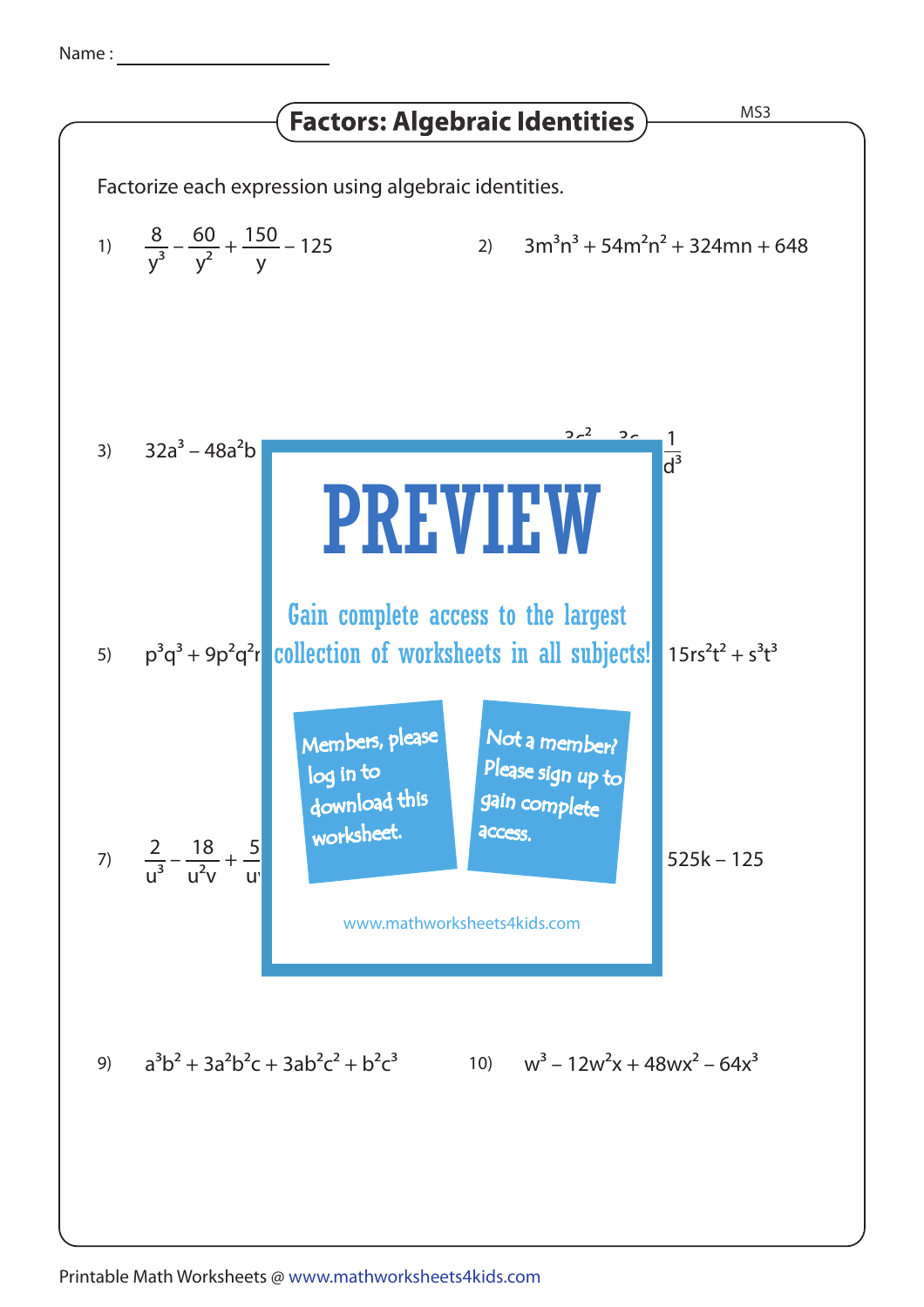Name :

# Factors: Algebraic Identities

Factorize each expression using algebraic identities.

1) $\frac{8}{y^3} - \frac{60}{y^2} + \frac{150}{y} - 125$

2) $3m^3n^3 + 54m^2n^2 + 324mn + 648$

3) $32a^3 - 48a^2b$

4) $\frac{1}{d^3}$

**PREVIEW**

Gain complete access to the largest collection of worksheets in all subjects!

Members, please log in to download this worksheet.

Not a member? Please sign up to gain complete access.

www.mathworksheets4kids.com

5) $p^3q^3 + 9p^2q^2r$

6) $15rs^2t^2 + s^3t^3$

7) $\frac{2}{u^3} - \frac{18}{u^2v} + \frac{5}{u}$

8) $525k - 125$

9) $a^3b^2 + 3a^2b^2c + 3ab^2c^2 + b^2c^3$

10) $w^3 - 12w^2x + 48wx^2 - 64x^3$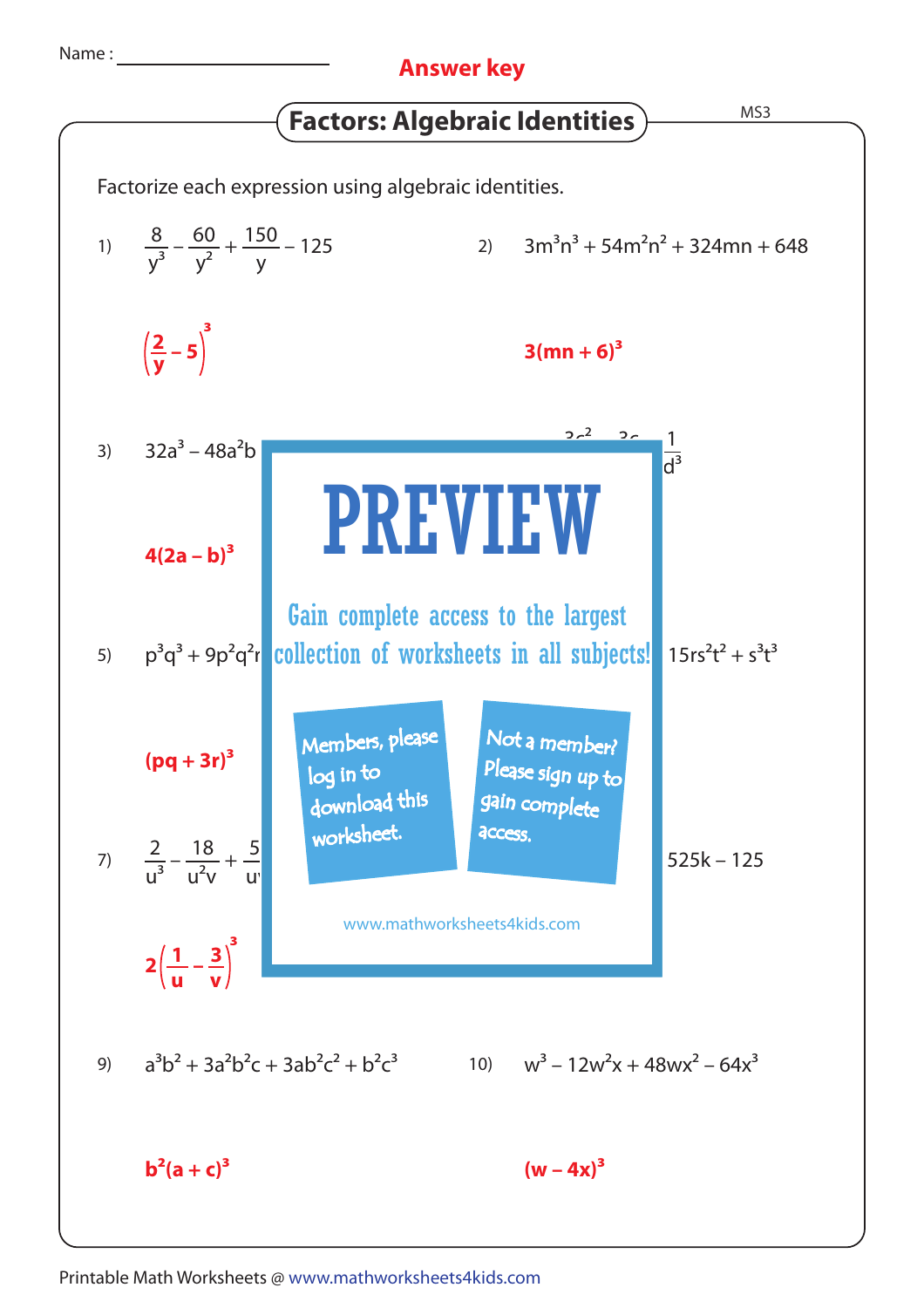Name :

**Answer key**

## Factors: Algebraic Identities

MS3

Factorize each expression using algebraic identities.

1) $\frac{8}{y^3} - \frac{60}{y^2} + \frac{150}{y} - 125$

$\left(\frac{2}{y} - 5\right)^3$

2) $3m^3n^3 + 54m^2n^2 + 324mn + 648$

$3(mn + 6)^3$

3) $32a^3 - 48a^2b$

$4(2a - b)^3$

4) $\frac{1}{d^3}$

5) $p^3q^3 + 9p^2q^2r$

$(pq + 3r)^3$

6) $15rs^2t^2 + s^3t^3$

7) $\frac{2}{u^3} - \frac{18}{u^2v} + \frac{5}{u}$

$2\left(\frac{1}{u} - \frac{3}{v}\right)^3$

8) $525k - 125$

PREVIEW

Gain complete access to the largest collection of worksheets in all subjects!

Members, please log in to download this worksheet.

Not a member? Please sign up to gain complete access.

www.mathworksheets4kids.com

9) $a^3b^2 + 3a^2b^2c + 3ab^2c^2 + b^2c^3$

$b^2(a + c)^3$

10) $w^3 - 12w^2x + 48wx^2 - 64x^3$

$(w - 4x)^3$

Printable Math Worksheets @ www.mathworksheets4kids.com